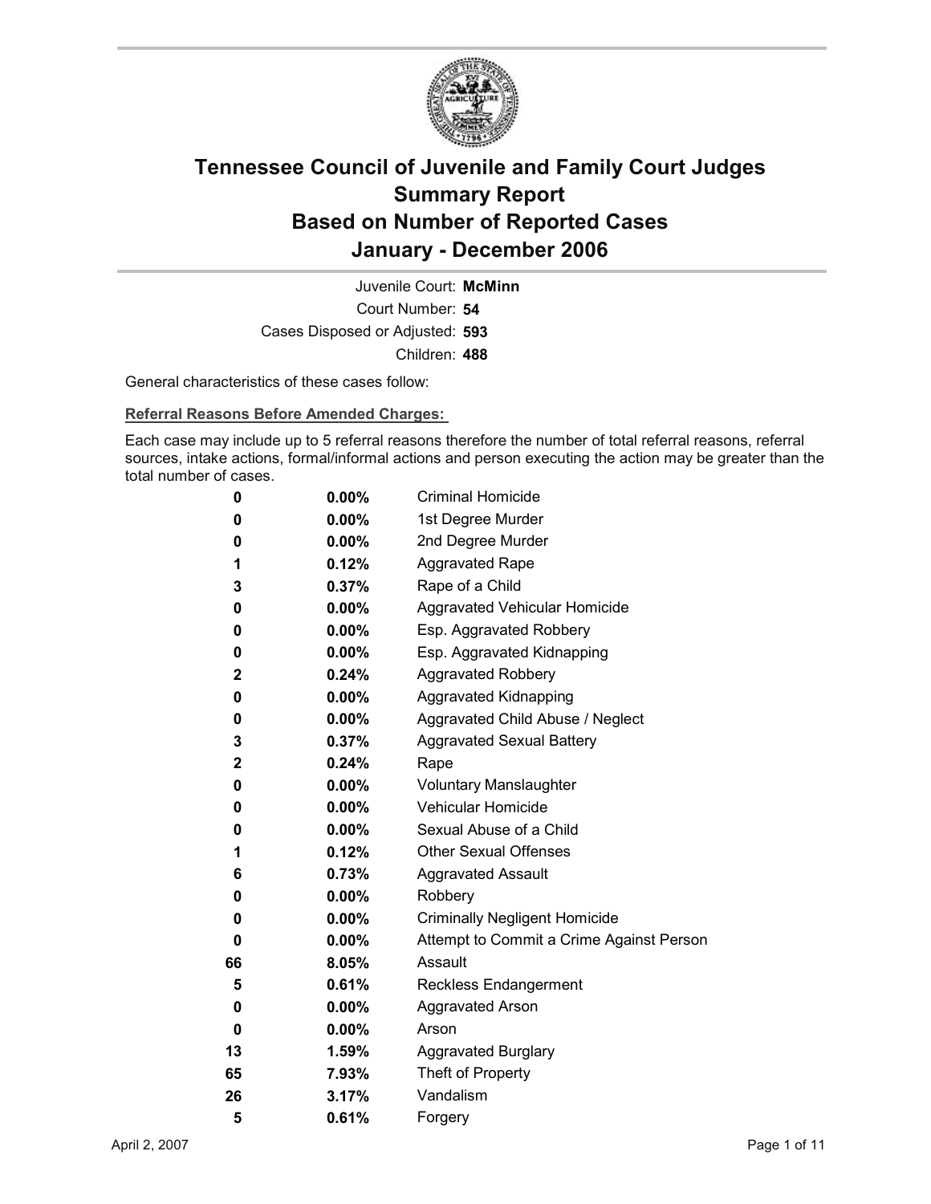# Tennessee Council of Juvenile and Family Court Judges
## Summary Report
## Based on Number of Reported Cases
## January - December 2006

Juvenile Court: **McMinn**

Court Number: **54**

Cases Disposed or Adjusted: **593**

Children: **488**

General characteristics of these cases follow:

**Referral Reasons Before Amended Charges:**

Each case may include up to 5 referral reasons therefore the number of total referral reasons, referral sources, intake actions, formal/informal actions and person executing the action may be greater than the total number of cases.

| Count | Percent | Referral Reason |
|---|---|---|
| 0 | 0.00% | Criminal Homicide |
| 0 | 0.00% | 1st Degree Murder |
| 0 | 0.00% | 2nd Degree Murder |
| 1 | 0.12% | Aggravated Rape |
| 3 | 0.37% | Rape of a Child |
| 0 | 0.00% | Aggravated Vehicular Homicide |
| 0 | 0.00% | Esp. Aggravated Robbery |
| 0 | 0.00% | Esp. Aggravated Kidnapping |
| 2 | 0.24% | Aggravated Robbery |
| 0 | 0.00% | Aggravated Kidnapping |
| 0 | 0.00% | Aggravated Child Abuse / Neglect |
| 3 | 0.37% | Aggravated Sexual Battery |
| 2 | 0.24% | Rape |
| 0 | 0.00% | Voluntary Manslaughter |
| 0 | 0.00% | Vehicular Homicide |
| 0 | 0.00% | Sexual Abuse of a Child |
| 1 | 0.12% | Other Sexual Offenses |
| 6 | 0.73% | Aggravated Assault |
| 0 | 0.00% | Robbery |
| 0 | 0.00% | Criminally Negligent Homicide |
| 0 | 0.00% | Attempt to Commit a Crime Against Person |
| 66 | 8.05% | Assault |
| 5 | 0.61% | Reckless Endangerment |
| 0 | 0.00% | Aggravated Arson |
| 0 | 0.00% | Arson |
| 13 | 1.59% | Aggravated Burglary |
| 65 | 7.93% | Theft of Property |
| 26 | 3.17% | Vandalism |
| 5 | 0.61% | Forgery |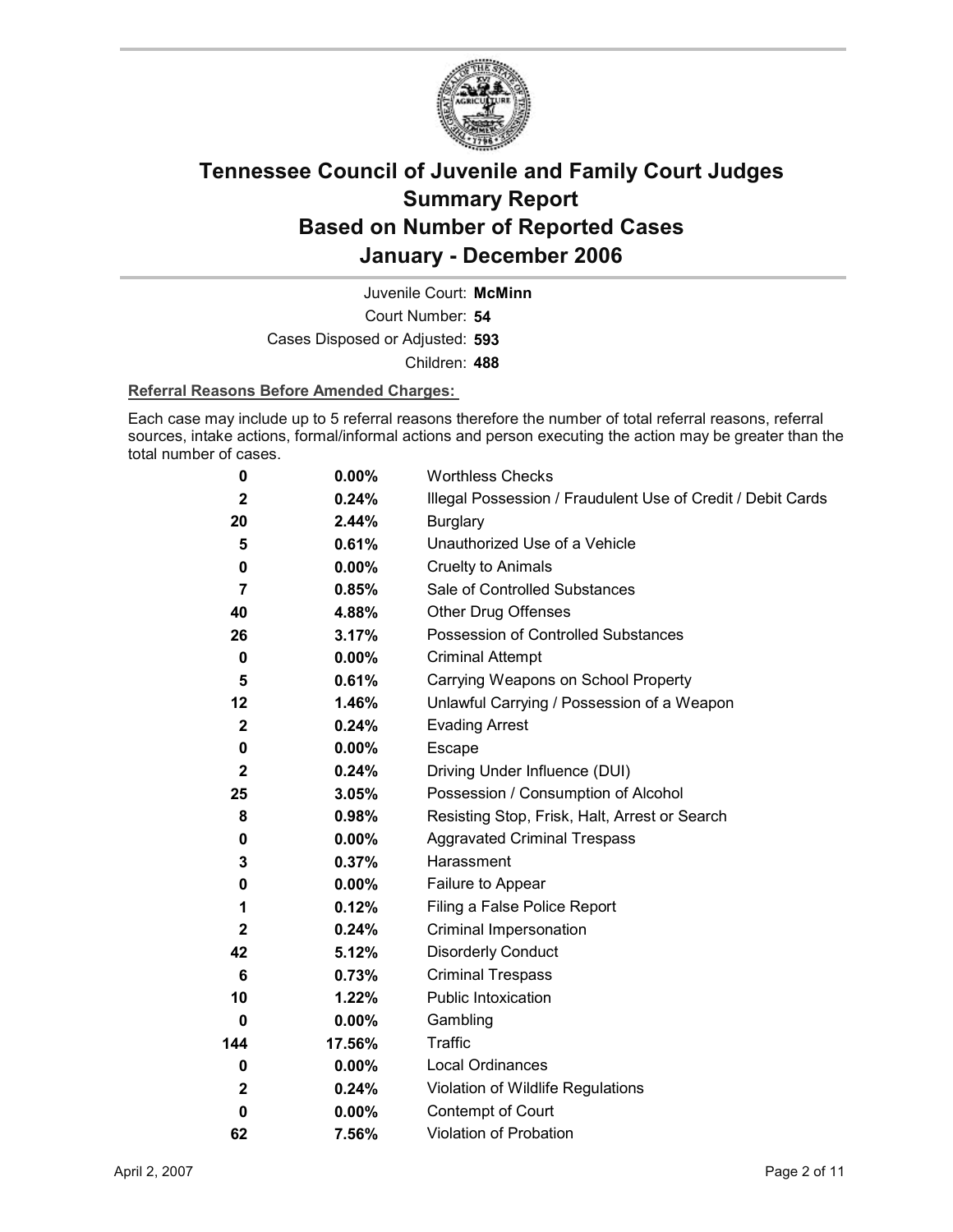# Tennessee Council of Juvenile and Family Court Judges
## Summary Report
## Based on Number of Reported Cases
## January - December 2006

Juvenile Court: **McMinn**
Court Number: **54**
Cases Disposed or Adjusted: **593**
Children: **488**

**Referral Reasons Before Amended Charges:**

Each case may include up to 5 referral reasons therefore the number of total referral reasons, referral sources, intake actions, formal/informal actions and person executing the action may be greater than the total number of cases.

| Count | Percent | Referral Reason |
|---|---|---|
| 0 | 0.00% | Worthless Checks |
| 2 | 0.24% | Illegal Possession / Fraudulent Use of Credit / Debit Cards |
| 20 | 2.44% | Burglary |
| 5 | 0.61% | Unauthorized Use of a Vehicle |
| 0 | 0.00% | Cruelty to Animals |
| 7 | 0.85% | Sale of Controlled Substances |
| 40 | 4.88% | Other Drug Offenses |
| 26 | 3.17% | Possession of Controlled Substances |
| 0 | 0.00% | Criminal Attempt |
| 5 | 0.61% | Carrying Weapons on School Property |
| 12 | 1.46% | Unlawful Carrying / Possession of a Weapon |
| 2 | 0.24% | Evading Arrest |
| 0 | 0.00% | Escape |
| 2 | 0.24% | Driving Under Influence (DUI) |
| 25 | 3.05% | Possession / Consumption of Alcohol |
| 8 | 0.98% | Resisting Stop, Frisk, Halt, Arrest or Search |
| 0 | 0.00% | Aggravated Criminal Trespass |
| 3 | 0.37% | Harassment |
| 0 | 0.00% | Failure to Appear |
| 1 | 0.12% | Filing a False Police Report |
| 2 | 0.24% | Criminal Impersonation |
| 42 | 5.12% | Disorderly Conduct |
| 6 | 0.73% | Criminal Trespass |
| 10 | 1.22% | Public Intoxication |
| 0 | 0.00% | Gambling |
| 144 | 17.56% | Traffic |
| 0 | 0.00% | Local Ordinances |
| 2 | 0.24% | Violation of Wildlife Regulations |
| 0 | 0.00% | Contempt of Court |
| 62 | 7.56% | Violation of Probation |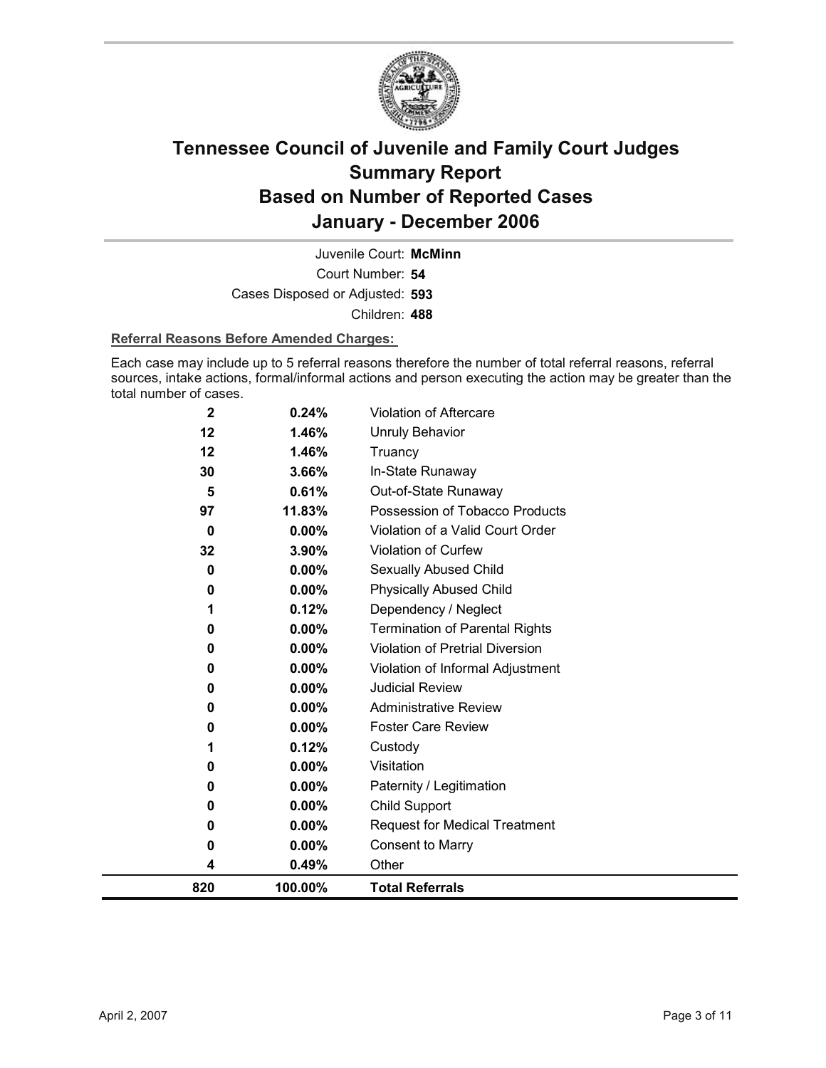# Tennessee Council of Juvenile and Family Court Judges Summary Report Based on Number of Reported Cases January - December 2006

Juvenile Court: **McMinn**

Court Number: **54**

Cases Disposed or Adjusted: **593**

Children: **488**

**Referral Reasons Before Amended Charges:**

Each case may include up to 5 referral reasons therefore the number of total referral reasons, referral sources, intake actions, formal/informal actions and person executing the action may be greater than the total number of cases.

| | | |
|---|---|---|
| 2 | 0.24% | Violation of Aftercare |
| 12 | 1.46% | Unruly Behavior |
| 12 | 1.46% | Truancy |
| 30 | 3.66% | In-State Runaway |
| 5 | 0.61% | Out-of-State Runaway |
| 97 | 11.83% | Possession of Tobacco Products |
| 0 | 0.00% | Violation of a Valid Court Order |
| 32 | 3.90% | Violation of Curfew |
| 0 | 0.00% | Sexually Abused Child |
| 0 | 0.00% | Physically Abused Child |
| 1 | 0.12% | Dependency / Neglect |
| 0 | 0.00% | Termination of Parental Rights |
| 0 | 0.00% | Violation of Pretrial Diversion |
| 0 | 0.00% | Violation of Informal Adjustment |
| 0 | 0.00% | Judicial Review |
| 0 | 0.00% | Administrative Review |
| 0 | 0.00% | Foster Care Review |
| 1 | 0.12% | Custody |
| 0 | 0.00% | Visitation |
| 0 | 0.00% | Paternity / Legitimation |
| 0 | 0.00% | Child Support |
| 0 | 0.00% | Request for Medical Treatment |
| 0 | 0.00% | Consent to Marry |
| 4 | 0.49% | Other |
| **820** | **100.00%** | **Total Referrals** |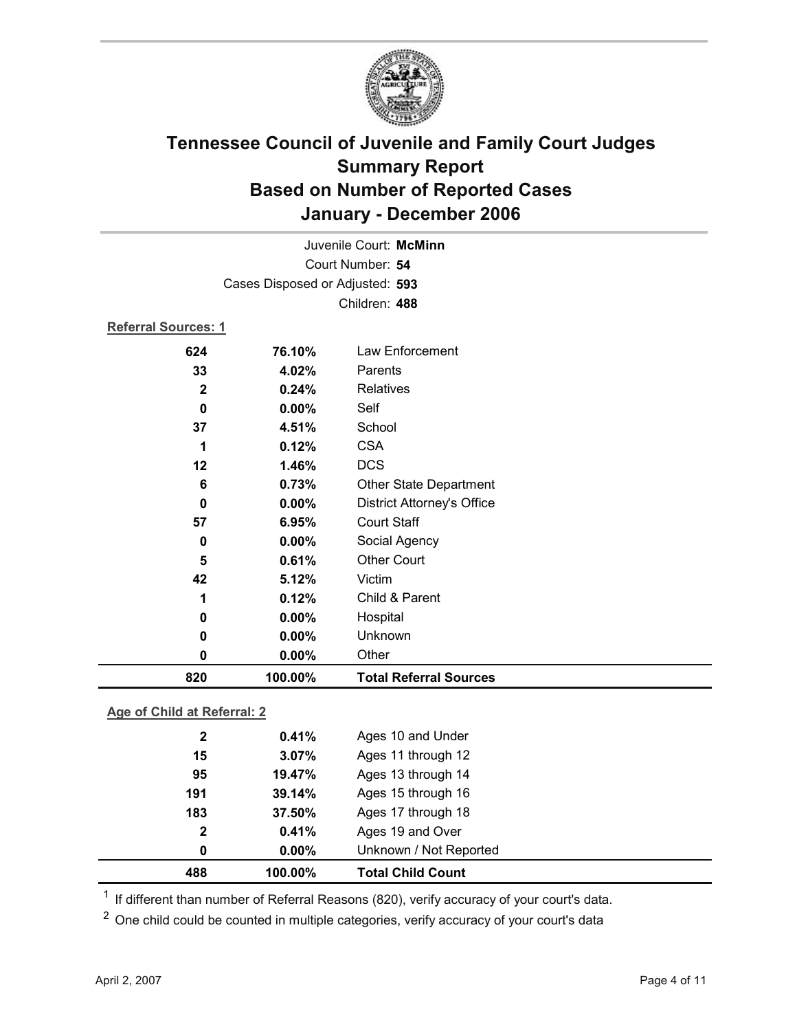# Tennessee Council of Juvenile and Family Court Judges
## Summary Report
## Based on Number of Reported Cases
## January - December 2006

Juvenile Court: **McMinn**
Court Number: **54**
Cases Disposed or Adjusted: **593**
Children: **488**

**Referral Sources: 1**

| Count | Percent | Source |
|---|---|---|
| 624 | 76.10% | Law Enforcement |
| 33 | 4.02% | Parents |
| 2 | 0.24% | Relatives |
| 0 | 0.00% | Self |
| 37 | 4.51% | School |
| 1 | 0.12% | CSA |
| 12 | 1.46% | DCS |
| 6 | 0.73% | Other State Department |
| 0 | 0.00% | District Attorney's Office |
| 57 | 6.95% | Court Staff |
| 0 | 0.00% | Social Agency |
| 5 | 0.61% | Other Court |
| 42 | 5.12% | Victim |
| 1 | 0.12% | Child & Parent |
| 0 | 0.00% | Hospital |
| 0 | 0.00% | Unknown |
| 0 | 0.00% | Other |
| **820** | **100.00%** | **Total Referral Sources** |

**Age of Child at Referral: 2**

| Count | Percent | Age |
|---|---|---|
| 2 | 0.41% | Ages 10 and Under |
| 15 | 3.07% | Ages 11 through 12 |
| 95 | 19.47% | Ages 13 through 14 |
| 191 | 39.14% | Ages 15 through 16 |
| 183 | 37.50% | Ages 17 through 18 |
| 2 | 0.41% | Ages 19 and Over |
| 0 | 0.00% | Unknown / Not Reported |
| **488** | **100.00%** | **Total Child Count** |

[1] If different than number of Referral Reasons (820), verify accuracy of your court's data.

[2] One child could be counted in multiple categories, verify accuracy of your court's data

April 2, 2007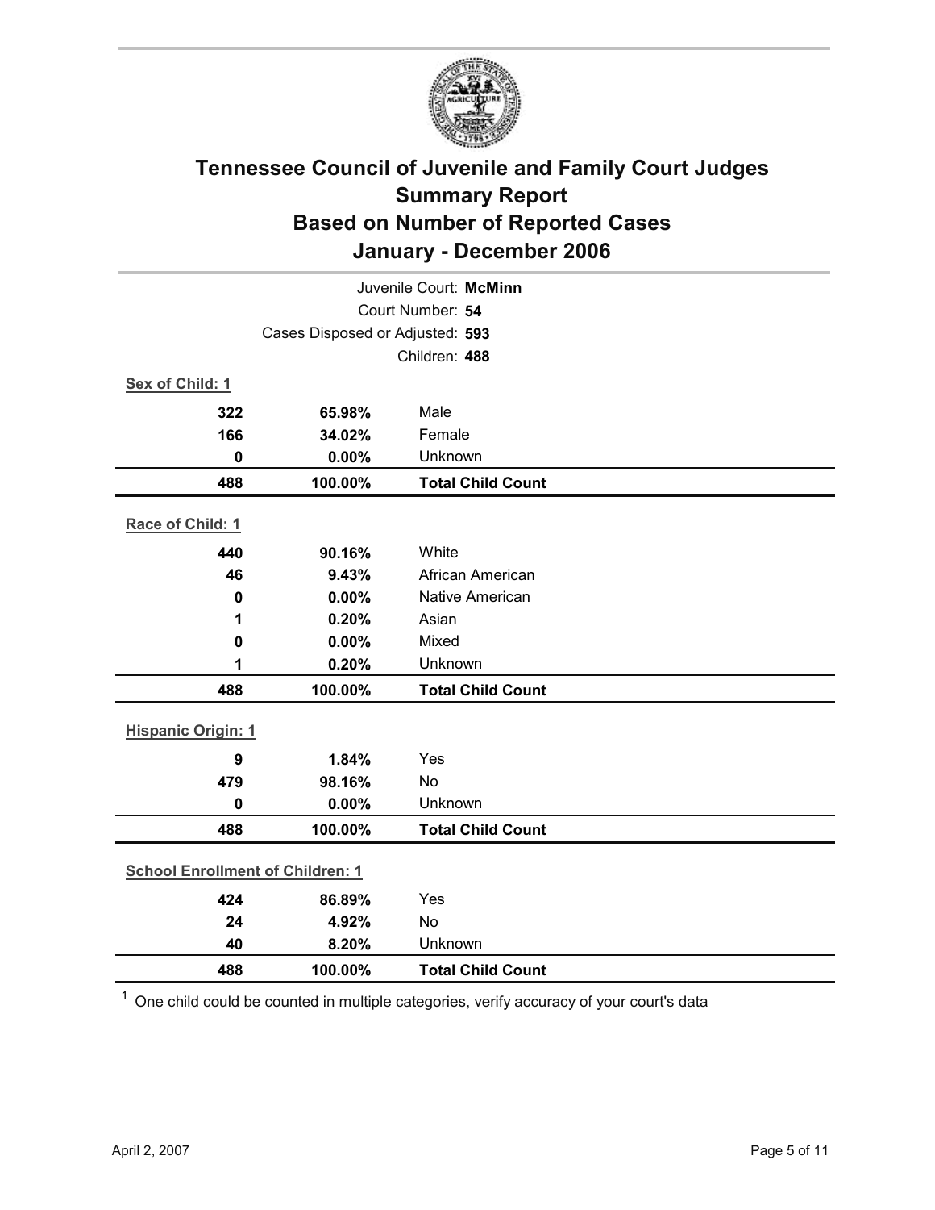# Tennessee Council of Juvenile and Family Court Judges
## Summary Report
## Based on Number of Reported Cases
## January - December 2006

Juvenile Court: **McMinn**
Court Number: **54**
Cases Disposed or Adjusted: **593**
Children: **488**

**Sex of Child: 1**

| | | |
|---|---|---|
| **322** | **65.98%** | Male |
| **166** | **34.02%** | Female |
| **0** | **0.00%** | Unknown |
| **488** | **100.00%** | **Total Child Count** |

**Race of Child: 1**

| | | |
|---|---|---|
| **440** | **90.16%** | White |
| **46** | **9.43%** | African American |
| **0** | **0.00%** | Native American |
| **1** | **0.20%** | Asian |
| **0** | **0.00%** | Mixed |
| **1** | **0.20%** | Unknown |
| **488** | **100.00%** | **Total Child Count** |

**Hispanic Origin: 1**

| | | |
|---|---|---|
| **9** | **1.84%** | Yes |
| **479** | **98.16%** | No |
| **0** | **0.00%** | Unknown |
| **488** | **100.00%** | **Total Child Count** |

**School Enrollment of Children: 1**

| | | |
|---|---|---|
| **424** | **86.89%** | Yes |
| **24** | **4.92%** | No |
| **40** | **8.20%** | Unknown |
| **488** | **100.00%** | **Total Child Count** |

[1] One child could be counted in multiple categories, verify accuracy of your court's data

April 2, 2007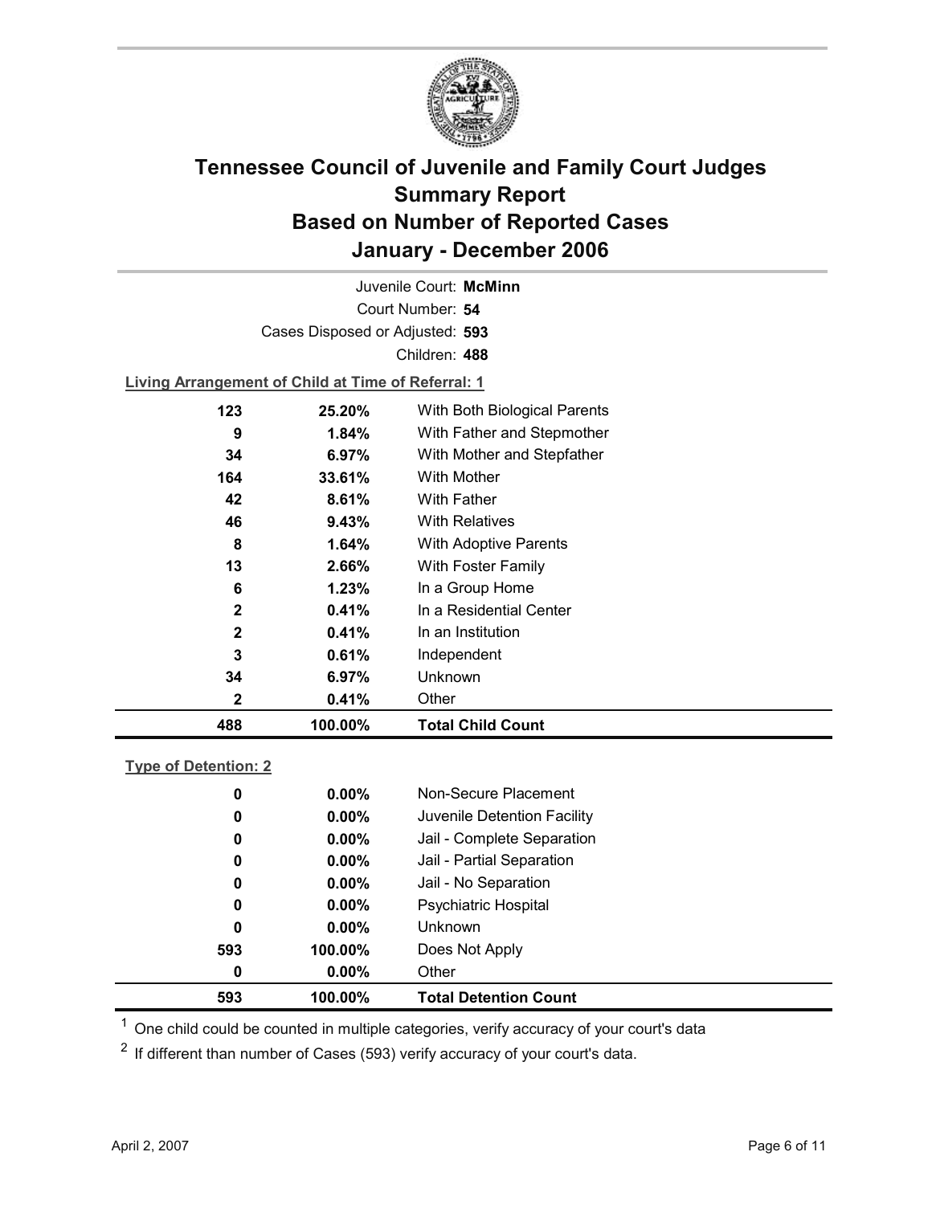# Tennessee Council of Juvenile and Family Court Judges
# Summary Report
# Based on Number of Reported Cases
# January - December 2006

Juvenile Court: **McMinn**
Court Number: **54**
Cases Disposed or Adjusted: **593**
Children: **488**

**Living Arrangement of Child at Time of Referral: 1**

| Count | Percent | Category |
|---|---|---|
| 123 | 25.20% | With Both Biological Parents |
| 9 | 1.84% | With Father and Stepmother |
| 34 | 6.97% | With Mother and Stepfather |
| 164 | 33.61% | With Mother |
| 42 | 8.61% | With Father |
| 46 | 9.43% | With Relatives |
| 8 | 1.64% | With Adoptive Parents |
| 13 | 2.66% | With Foster Family |
| 6 | 1.23% | In a Group Home |
| 2 | 0.41% | In a Residential Center |
| 2 | 0.41% | In an Institution |
| 3 | 0.61% | Independent |
| 34 | 6.97% | Unknown |
| 2 | 0.41% | Other |
| **488** | **100.00%** | **Total Child Count** |

**Type of Detention: 2**

| Count | Percent | Category |
|---|---|---|
| 0 | 0.00% | Non-Secure Placement |
| 0 | 0.00% | Juvenile Detention Facility |
| 0 | 0.00% | Jail - Complete Separation |
| 0 | 0.00% | Jail - Partial Separation |
| 0 | 0.00% | Jail - No Separation |
| 0 | 0.00% | Psychiatric Hospital |
| 0 | 0.00% | Unknown |
| 593 | 100.00% | Does Not Apply |
| 0 | 0.00% | Other |
| **593** | **100.00%** | **Total Detention Count** |

[1] One child could be counted in multiple categories, verify accuracy of your court's data

[2] If different than number of Cases (593) verify accuracy of your court's data.

April 2, 2007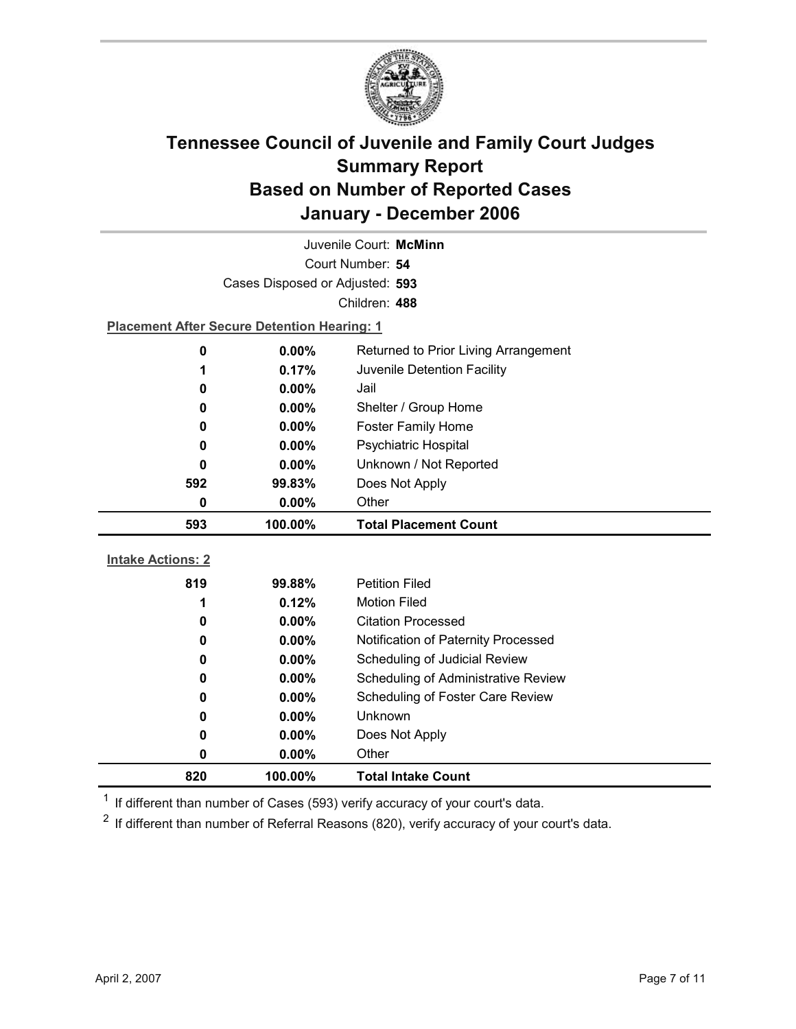# Tennessee Council of Juvenile and Family Court Judges
## Summary Report
## Based on Number of Reported Cases
## January - December 2006

Juvenile Court: **McMinn**

Court Number: **54**

Cases Disposed or Adjusted: **593**

Children: **488**

**Placement After Secure Detention Hearing: 1**

| | | |
|---|---|---|
| 0 | 0.00% | Returned to Prior Living Arrangement |
| 1 | 0.17% | Juvenile Detention Facility |
| 0 | 0.00% | Jail |
| 0 | 0.00% | Shelter / Group Home |
| 0 | 0.00% | Foster Family Home |
| 0 | 0.00% | Psychiatric Hospital |
| 0 | 0.00% | Unknown / Not Reported |
| 592 | 99.83% | Does Not Apply |
| 0 | 0.00% | Other |
| **593** | **100.00%** | **Total Placement Count** |

**Intake Actions: 2**

| | | |
|---|---|---|
| 819 | 99.88% | Petition Filed |
| 1 | 0.12% | Motion Filed |
| 0 | 0.00% | Citation Processed |
| 0 | 0.00% | Notification of Paternity Processed |
| 0 | 0.00% | Scheduling of Judicial Review |
| 0 | 0.00% | Scheduling of Administrative Review |
| 0 | 0.00% | Scheduling of Foster Care Review |
| 0 | 0.00% | Unknown |
| 0 | 0.00% | Does Not Apply |
| 0 | 0.00% | Other |
| **820** | **100.00%** | **Total Intake Count** |

[1] If different than number of Cases (593) verify accuracy of your court's data.

[2] If different than number of Referral Reasons (820), verify accuracy of your court's data.

April 2, 2007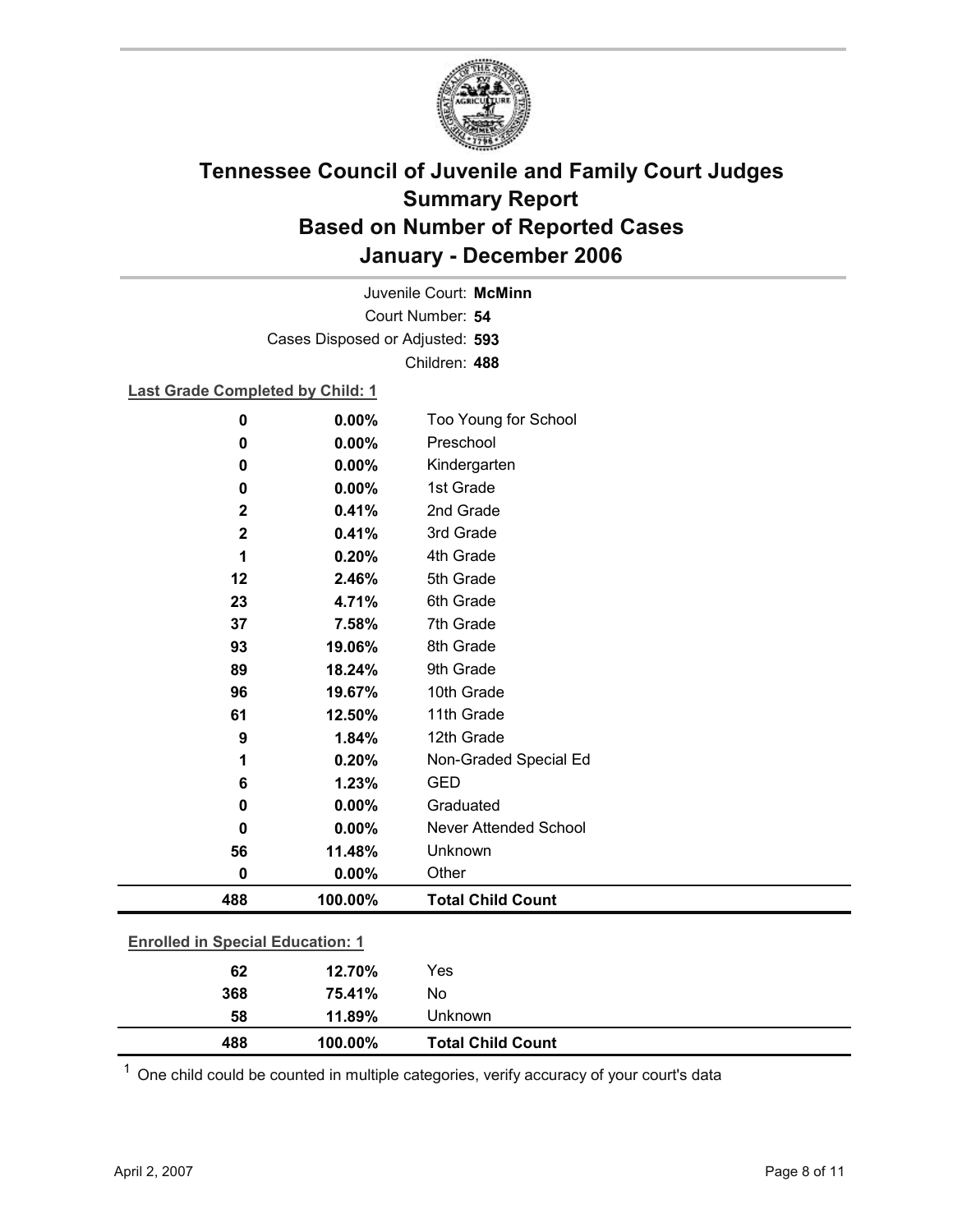# Tennessee Council of Juvenile and Family Court Judges
# Summary Report
# Based on Number of Reported Cases
# January - December 2006

Juvenile Court: **McMinn**
Court Number: **54**
Cases Disposed or Adjusted: **593**
Children: **488**

**Last Grade Completed by Child: 1**

| Count | Percent | Category |
|---|---|---|
| 0 | 0.00% | Too Young for School |
| 0 | 0.00% | Preschool |
| 0 | 0.00% | Kindergarten |
| 0 | 0.00% | 1st Grade |
| 2 | 0.41% | 2nd Grade |
| 2 | 0.41% | 3rd Grade |
| 1 | 0.20% | 4th Grade |
| 12 | 2.46% | 5th Grade |
| 23 | 4.71% | 6th Grade |
| 37 | 7.58% | 7th Grade |
| 93 | 19.06% | 8th Grade |
| 89 | 18.24% | 9th Grade |
| 96 | 19.67% | 10th Grade |
| 61 | 12.50% | 11th Grade |
| 9 | 1.84% | 12th Grade |
| 1 | 0.20% | Non-Graded Special Ed |
| 6 | 1.23% | GED |
| 0 | 0.00% | Graduated |
| 0 | 0.00% | Never Attended School |
| 56 | 11.48% | Unknown |
| 0 | 0.00% | Other |
| **488** | **100.00%** | **Total Child Count** |

**Enrolled in Special Education: 1**

| Count | Percent | Category |
|---|---|---|
| 62 | 12.70% | Yes |
| 368 | 75.41% | No |
| 58 | 11.89% | Unknown |
| **488** | **100.00%** | **Total Child Count** |

[1] One child could be counted in multiple categories, verify accuracy of your court's data

April 2, 2007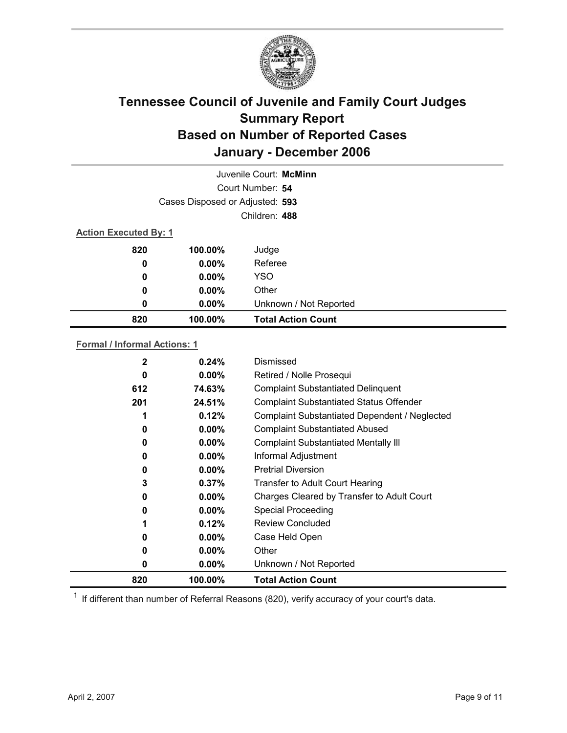# Tennessee Council of Juvenile and Family Court Judges
# Summary Report
# Based on Number of Reported Cases
# January - December 2006

Juvenile Court: **McMinn**

Court Number: **54**

Cases Disposed or Adjusted: **593**

Children: **488**

**Action Executed By: 1**

| Count | Percent | Action |
|---|---|---|
| 820 | 100.00% | Judge |
| 0 | 0.00% | Referee |
| 0 | 0.00% | YSO |
| 0 | 0.00% | Other |
| 0 | 0.00% | Unknown / Not Reported |
| **820** | **100.00%** | **Total Action Count** |

**Formal / Informal Actions: 1**

| Count | Percent | Action |
|---|---|---|
| 2 | 0.24% | Dismissed |
| 0 | 0.00% | Retired / Nolle Prosequi |
| 612 | 74.63% | Complaint Substantiated Delinquent |
| 201 | 24.51% | Complaint Substantiated Status Offender |
| 1 | 0.12% | Complaint Substantiated Dependent / Neglected |
| 0 | 0.00% | Complaint Substantiated Abused |
| 0 | 0.00% | Complaint Substantiated Mentally Ill |
| 0 | 0.00% | Informal Adjustment |
| 0 | 0.00% | Pretrial Diversion |
| 3 | 0.37% | Transfer to Adult Court Hearing |
| 0 | 0.00% | Charges Cleared by Transfer to Adult Court |
| 0 | 0.00% | Special Proceeding |
| 1 | 0.12% | Review Concluded |
| 0 | 0.00% | Case Held Open |
| 0 | 0.00% | Other |
| 0 | 0.00% | Unknown / Not Reported |
| **820** | **100.00%** | **Total Action Count** |

[1] If different than number of Referral Reasons (820), verify accuracy of your court's data.

April 2, 2007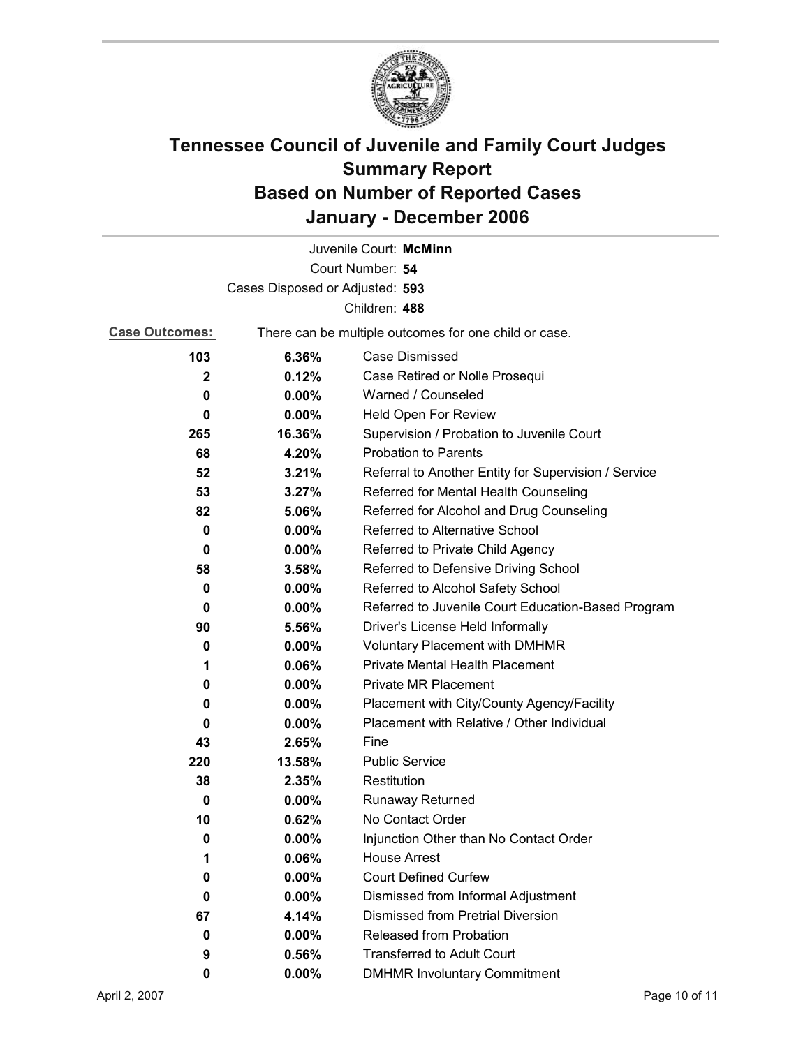# Tennessee Council of Juvenile and Family Court Judges Summary Report Based on Number of Reported Cases January - December 2006

Juvenile Court: **McMinn**

Court Number: **54**

Cases Disposed or Adjusted: **593**

Children: **488**

**Case Outcomes:** There can be multiple outcomes for one child or case.

| Count | Percent | Outcome |
|---|---|---|
| **103** | **6.36%** | Case Dismissed |
| **2** | **0.12%** | Case Retired or Nolle Prosequi |
| **0** | **0.00%** | Warned / Counseled |
| **0** | **0.00%** | Held Open For Review |
| **265** | **16.36%** | Supervision / Probation to Juvenile Court |
| **68** | **4.20%** | Probation to Parents |
| **52** | **3.21%** | Referral to Another Entity for Supervision / Service |
| **53** | **3.27%** | Referred for Mental Health Counseling |
| **82** | **5.06%** | Referred for Alcohol and Drug Counseling |
| **0** | **0.00%** | Referred to Alternative School |
| **0** | **0.00%** | Referred to Private Child Agency |
| **58** | **3.58%** | Referred to Defensive Driving School |
| **0** | **0.00%** | Referred to Alcohol Safety School |
| **0** | **0.00%** | Referred to Juvenile Court Education-Based Program |
| **90** | **5.56%** | Driver's License Held Informally |
| **0** | **0.00%** | Voluntary Placement with DMHMR |
| **1** | **0.06%** | Private Mental Health Placement |
| **0** | **0.00%** | Private MR Placement |
| **0** | **0.00%** | Placement with City/County Agency/Facility |
| **0** | **0.00%** | Placement with Relative / Other Individual |
| **43** | **2.65%** | Fine |
| **220** | **13.58%** | Public Service |
| **38** | **2.35%** | Restitution |
| **0** | **0.00%** | Runaway Returned |
| **10** | **0.62%** | No Contact Order |
| **0** | **0.00%** | Injunction Other than No Contact Order |
| **1** | **0.06%** | House Arrest |
| **0** | **0.00%** | Court Defined Curfew |
| **0** | **0.00%** | Dismissed from Informal Adjustment |
| **67** | **4.14%** | Dismissed from Pretrial Diversion |
| **0** | **0.00%** | Released from Probation |
| **9** | **0.56%** | Transferred to Adult Court |
| **0** | **0.00%** | DMHMR Involuntary Commitment |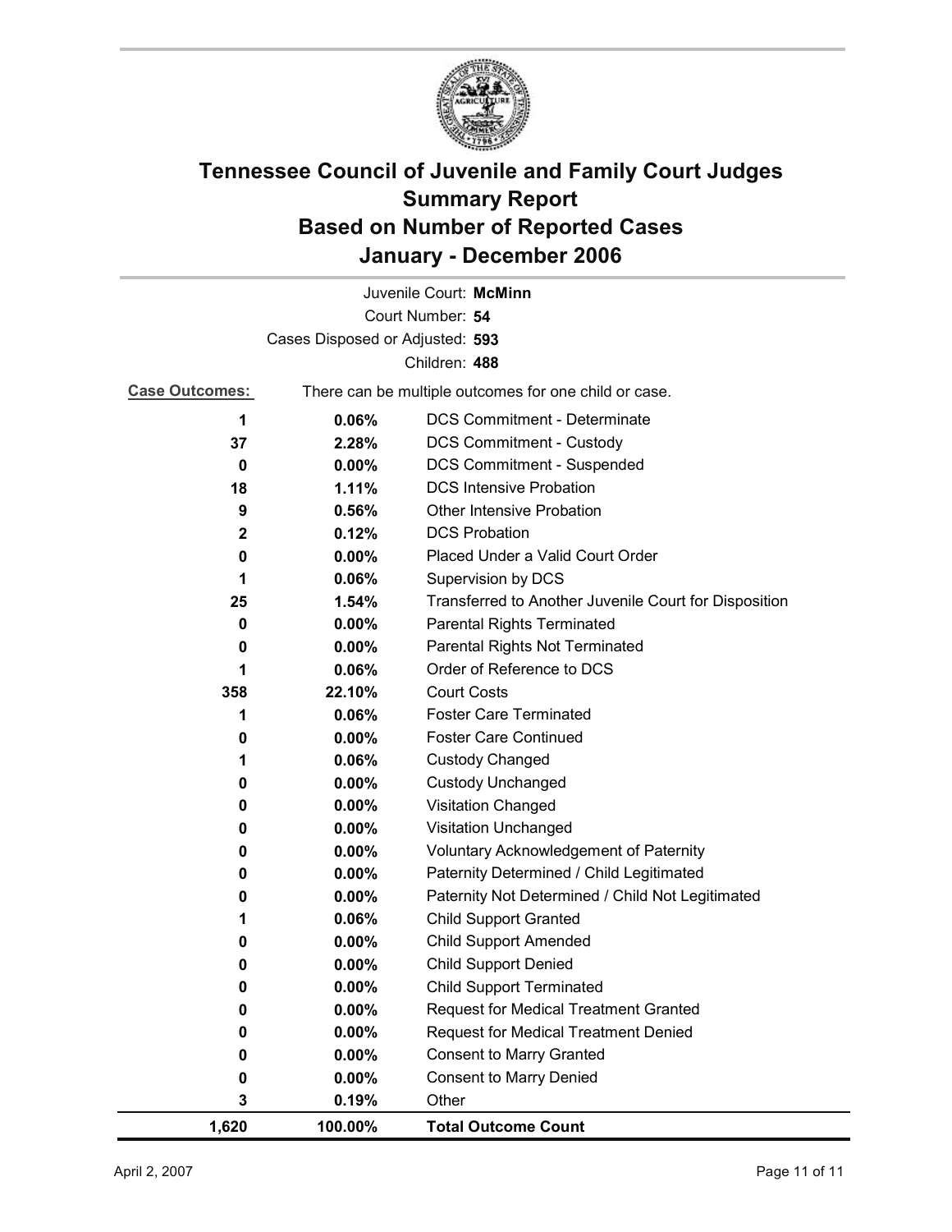# Tennessee Council of Juvenile and Family Court Judges
## Summary Report
## Based on Number of Reported Cases
## January - December 2006

Juvenile Court: **McMinn**
Court Number: **54**
Cases Disposed or Adjusted: **593**
Children: **488**

**Case Outcomes:** There can be multiple outcomes for one child or case.

| | | |
|---|---|---|
| **1** | **0.06%** | DCS Commitment - Determinate |
| **37** | **2.28%** | DCS Commitment - Custody |
| **0** | **0.00%** | DCS Commitment - Suspended |
| **18** | **1.11%** | DCS Intensive Probation |
| **9** | **0.56%** | Other Intensive Probation |
| **2** | **0.12%** | DCS Probation |
| **0** | **0.00%** | Placed Under a Valid Court Order |
| **1** | **0.06%** | Supervision by DCS |
| **25** | **1.54%** | Transferred to Another Juvenile Court for Disposition |
| **0** | **0.00%** | Parental Rights Terminated |
| **0** | **0.00%** | Parental Rights Not Terminated |
| **1** | **0.06%** | Order of Reference to DCS |
| **358** | **22.10%** | Court Costs |
| **1** | **0.06%** | Foster Care Terminated |
| **0** | **0.00%** | Foster Care Continued |
| **1** | **0.06%** | Custody Changed |
| **0** | **0.00%** | Custody Unchanged |
| **0** | **0.00%** | Visitation Changed |
| **0** | **0.00%** | Visitation Unchanged |
| **0** | **0.00%** | Voluntary Acknowledgement of Paternity |
| **0** | **0.00%** | Paternity Determined / Child Legitimated |
| **0** | **0.00%** | Paternity Not Determined / Child Not Legitimated |
| **1** | **0.06%** | Child Support Granted |
| **0** | **0.00%** | Child Support Amended |
| **0** | **0.00%** | Child Support Denied |
| **0** | **0.00%** | Child Support Terminated |
| **0** | **0.00%** | Request for Medical Treatment Granted |
| **0** | **0.00%** | Request for Medical Treatment Denied |
| **0** | **0.00%** | Consent to Marry Granted |
| **0** | **0.00%** | Consent to Marry Denied |
| **3** | **0.19%** | Other |
| **1,620** | **100.00%** | **Total Outcome Count** |

April 2, 2007